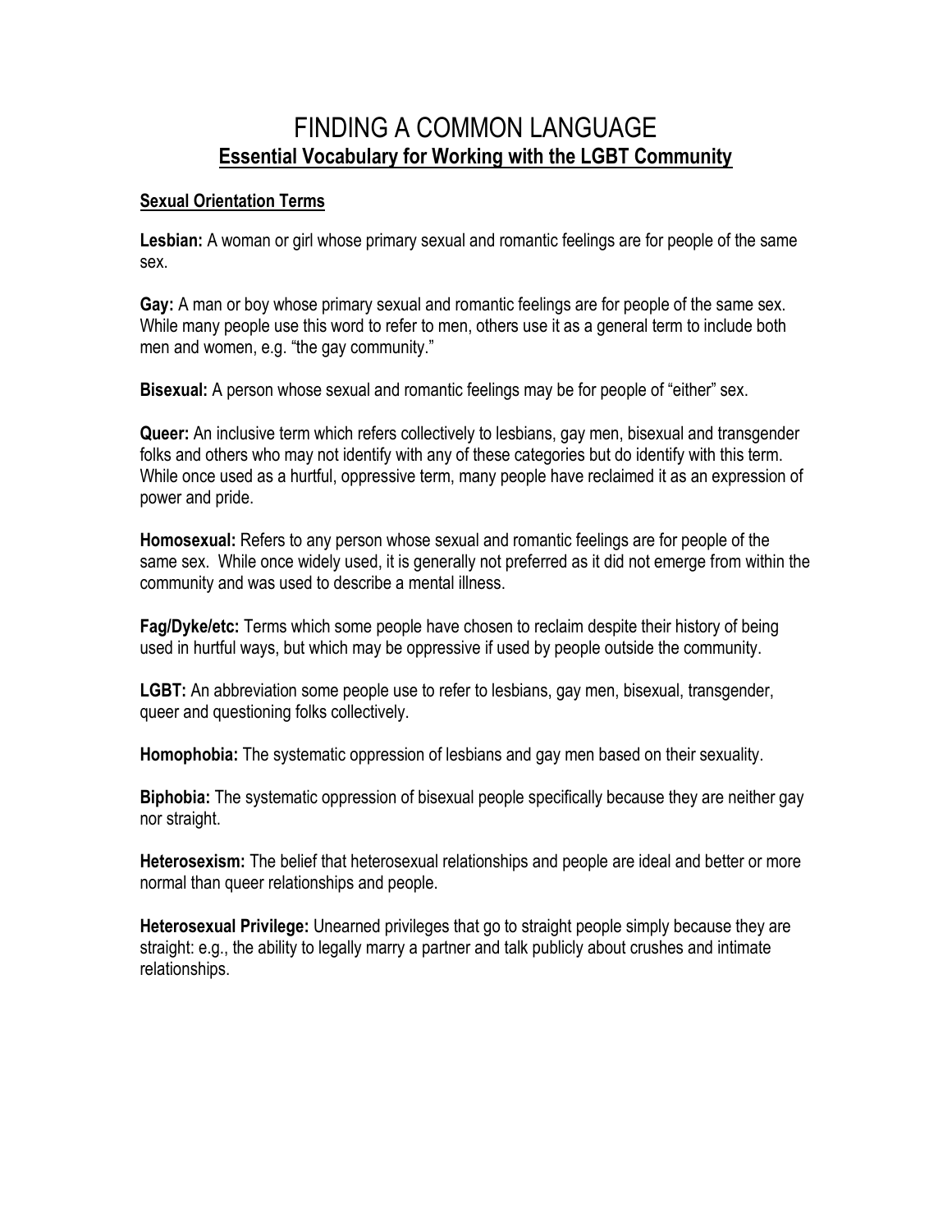# FINDING A COMMON LANGUAGE

## Essential Vocabulary for Working with the LGBT Community

### Sexual Orientation Terms

**Lesbian:** A woman or girl whose primary sexual and romantic feelings are for people of the same sex.

**Gay:** A man or boy whose primary sexual and romantic feelings are for people of the same sex. While many people use this word to refer to men, others use it as a general term to include both men and women, e.g. "the gay community."

**Bisexual:** A person whose sexual and romantic feelings may be for people of "either" sex.

**Queer:** An inclusive term which refers collectively to lesbians, gay men, bisexual and transgender folks and others who may not identify with any of these categories but do identify with this term. While once used as a hurtful, oppressive term, many people have reclaimed it as an expression of power and pride.

**Homosexual:** Refers to any person whose sexual and romantic feelings are for people of the same sex. While once widely used, it is generally not preferred as it did not emerge from within the community and was used to describe a mental illness.

**Fag/Dyke/etc:** Terms which some people have chosen to reclaim despite their history of being used in hurtful ways, but which may be oppressive if used by people outside the community.

**LGBT:** An abbreviation some people use to refer to lesbians, gay men, bisexual, transgender, queer and questioning folks collectively.

**Homophobia:** The systematic oppression of lesbians and gay men based on their sexuality.

**Biphobia:** The systematic oppression of bisexual people specifically because they are neither gay nor straight.

**Heterosexism:** The belief that heterosexual relationships and people are ideal and better or more normal than queer relationships and people.

**Heterosexual Privilege:** Unearned privileges that go to straight people simply because they are straight: e.g., the ability to legally marry a partner and talk publicly about crushes and intimate relationships.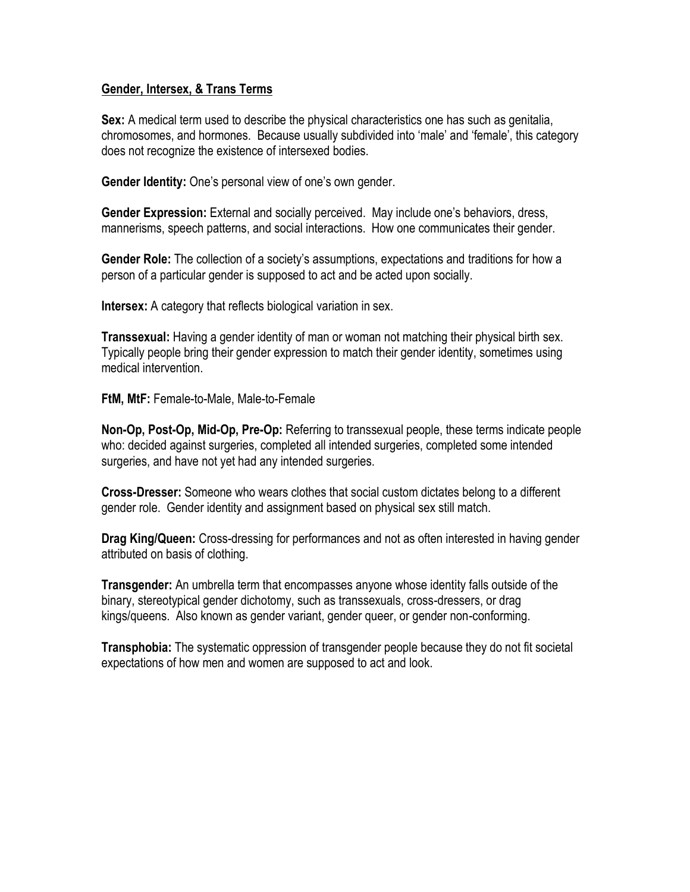**Gender, Intersex, & Trans Terms**

**Sex:** A medical term used to describe the physical characteristics one has such as genitalia, chromosomes, and hormones. Because usually subdivided into 'male' and 'female', this category does not recognize the existence of intersexed bodies.

**Gender Identity:** One's personal view of one's own gender.

**Gender Expression:** External and socially perceived. May include one's behaviors, dress, mannerisms, speech patterns, and social interactions. How one communicates their gender.

**Gender Role:** The collection of a society's assumptions, expectations and traditions for how a person of a particular gender is supposed to act and be acted upon socially.

**Intersex:** A category that reflects biological variation in sex.

**Transsexual:** Having a gender identity of man or woman not matching their physical birth sex. Typically people bring their gender expression to match their gender identity, sometimes using medical intervention.

**FtM, MtF:** Female-to-Male, Male-to-Female

**Non-Op, Post-Op, Mid-Op, Pre-Op:** Referring to transsexual people, these terms indicate people who: decided against surgeries, completed all intended surgeries, completed some intended surgeries, and have not yet had any intended surgeries.

**Cross-Dresser:** Someone who wears clothes that social custom dictates belong to a different gender role. Gender identity and assignment based on physical sex still match.

**Drag King/Queen:** Cross-dressing for performances and not as often interested in having gender attributed on basis of clothing.

**Transgender:** An umbrella term that encompasses anyone whose identity falls outside of the binary, stereotypical gender dichotomy, such as transsexuals, cross-dressers, or drag kings/queens. Also known as gender variant, gender queer, or gender non-conforming.

**Transphobia:** The systematic oppression of transgender people because they do not fit societal expectations of how men and women are supposed to act and look.